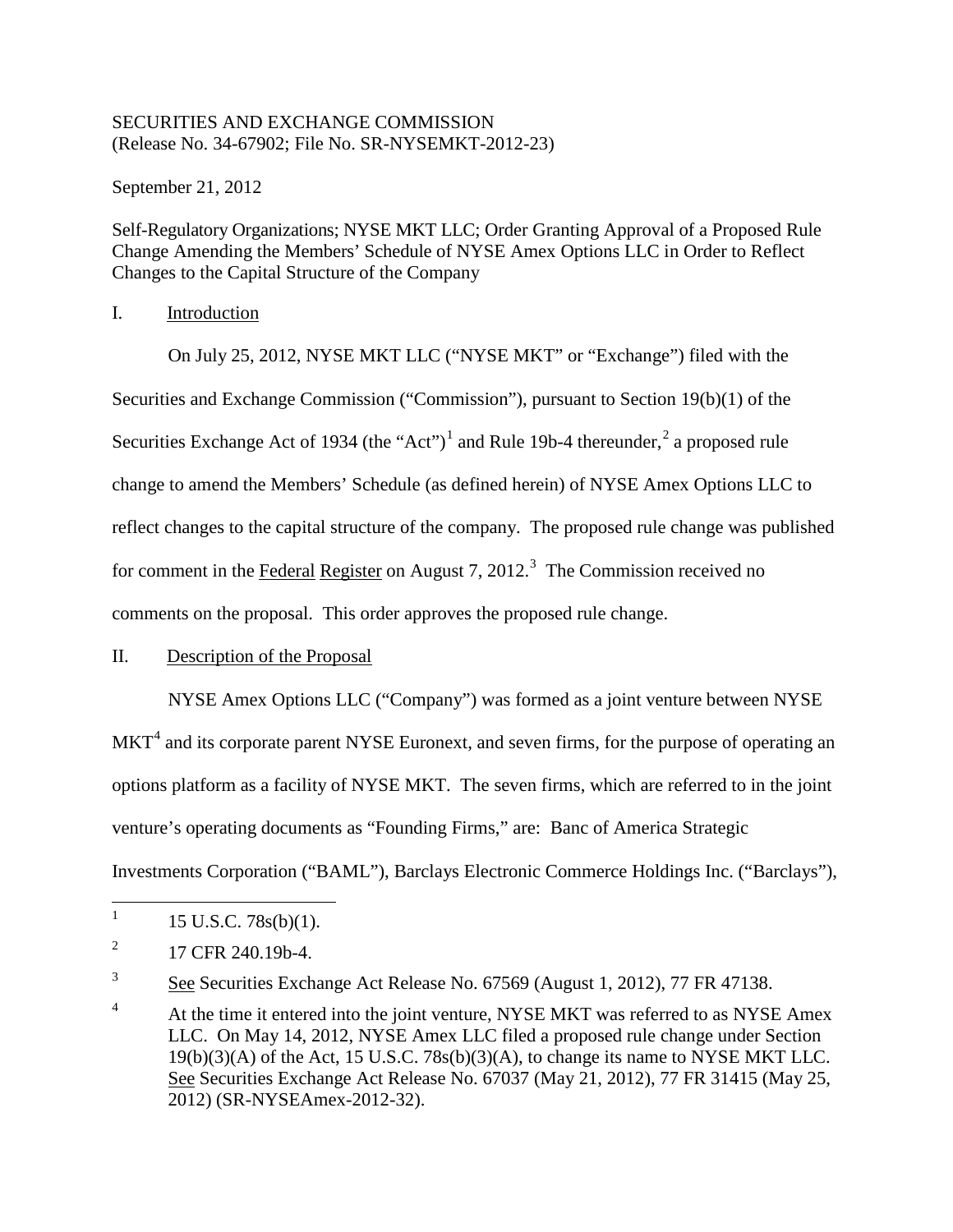SECURITIES AND EXCHANGE COMMISSION
(Release No. 34-67902; File No. SR-NYSEMKT-2012-23)

September 21, 2012

Self-Regulatory Organizations; NYSE MKT LLC; Order Granting Approval of a Proposed Rule Change Amending the Members' Schedule of NYSE Amex Options LLC in Order to Reflect Changes to the Capital Structure of the Company

## I. Introduction

On July 25, 2012, NYSE MKT LLC ("NYSE MKT" or "Exchange") filed with the Securities and Exchange Commission ("Commission"), pursuant to Section 19(b)(1) of the Securities Exchange Act of 1934 (the "Act")[1] and Rule 19b-4 thereunder,[2] a proposed rule change to amend the Members' Schedule (as defined herein) of NYSE Amex Options LLC to reflect changes to the capital structure of the company. The proposed rule change was published for comment in the Federal Register on August 7, 2012.[3] The Commission received no comments on the proposal. This order approves the proposed rule change.

## II. Description of the Proposal

NYSE Amex Options LLC ("Company") was formed as a joint venture between NYSE MKT[4] and its corporate parent NYSE Euronext, and seven firms, for the purpose of operating an options platform as a facility of NYSE MKT. The seven firms, which are referred to in the joint venture's operating documents as "Founding Firms," are: Banc of America Strategic Investments Corporation ("BAML"), Barclays Electronic Commerce Holdings Inc. ("Barclays"),

---

[1] 15 U.S.C. 78s(b)(1).

[2] 17 CFR 240.19b-4.

[3] See Securities Exchange Act Release No. 67569 (August 1, 2012), 77 FR 47138.

[4] At the time it entered into the joint venture, NYSE MKT was referred to as NYSE Amex LLC. On May 14, 2012, NYSE Amex LLC filed a proposed rule change under Section 19(b)(3)(A) of the Act, 15 U.S.C. 78s(b)(3)(A), to change its name to NYSE MKT LLC. See Securities Exchange Act Release No. 67037 (May 21, 2012), 77 FR 31415 (May 25, 2012) (SR-NYSEAmex-2012-32).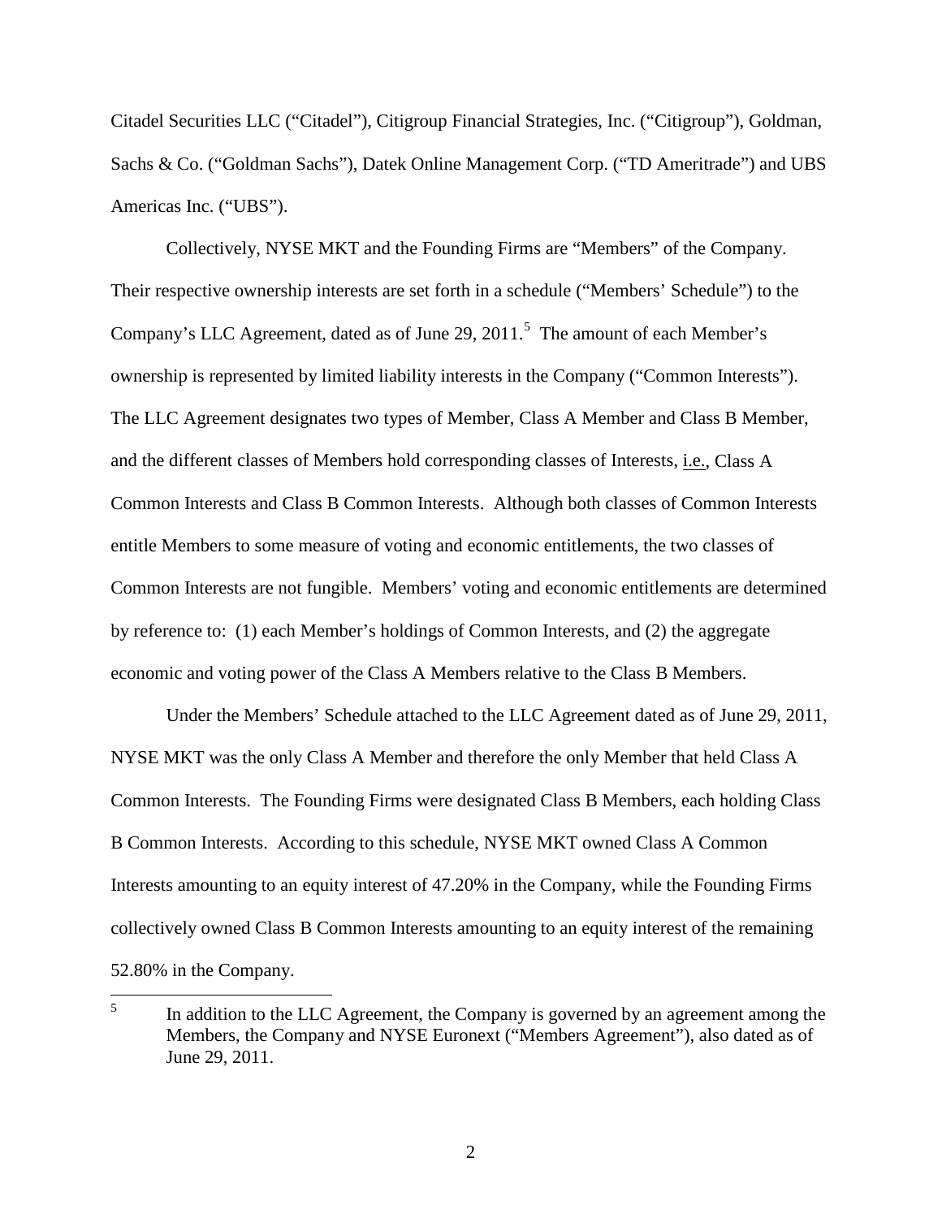Citadel Securities LLC ("Citadel"), Citigroup Financial Strategies, Inc. ("Citigroup"), Goldman, Sachs & Co. ("Goldman Sachs"), Datek Online Management Corp. ("TD Ameritrade") and UBS Americas Inc. ("UBS").

Collectively, NYSE MKT and the Founding Firms are "Members" of the Company. Their respective ownership interests are set forth in a schedule ("Members' Schedule") to the Company's LLC Agreement, dated as of June 29, 2011.[5] The amount of each Member's ownership is represented by limited liability interests in the Company ("Common Interests"). The LLC Agreement designates two types of Member, Class A Member and Class B Member, and the different classes of Members hold corresponding classes of Interests, i.e., Class A Common Interests and Class B Common Interests. Although both classes of Common Interests entitle Members to some measure of voting and economic entitlements, the two classes of Common Interests are not fungible. Members' voting and economic entitlements are determined by reference to: (1) each Member's holdings of Common Interests, and (2) the aggregate economic and voting power of the Class A Members relative to the Class B Members.

Under the Members' Schedule attached to the LLC Agreement dated as of June 29, 2011, NYSE MKT was the only Class A Member and therefore the only Member that held Class A Common Interests. The Founding Firms were designated Class B Members, each holding Class B Common Interests. According to this schedule, NYSE MKT owned Class A Common Interests amounting to an equity interest of 47.20% in the Company, while the Founding Firms collectively owned Class B Common Interests amounting to an equity interest of the remaining 52.80% in the Company.

---

[5] In addition to the LLC Agreement, the Company is governed by an agreement among the Members, the Company and NYSE Euronext ("Members Agreement"), also dated as of June 29, 2011.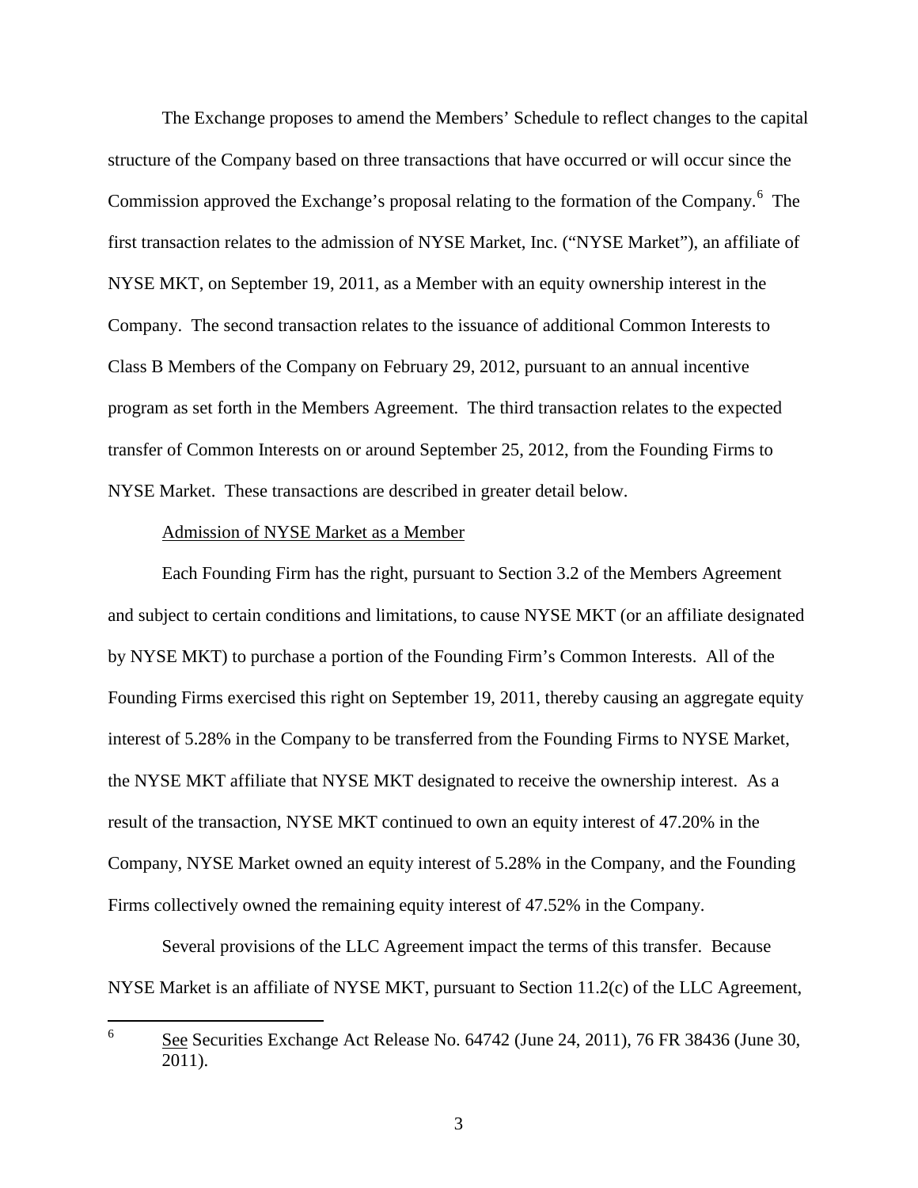The Exchange proposes to amend the Members' Schedule to reflect changes to the capital structure of the Company based on three transactions that have occurred or will occur since the Commission approved the Exchange's proposal relating to the formation of the Company.[6] The first transaction relates to the admission of NYSE Market, Inc. ("NYSE Market"), an affiliate of NYSE MKT, on September 19, 2011, as a Member with an equity ownership interest in the Company. The second transaction relates to the issuance of additional Common Interests to Class B Members of the Company on February 29, 2012, pursuant to an annual incentive program as set forth in the Members Agreement. The third transaction relates to the expected transfer of Common Interests on or around September 25, 2012, from the Founding Firms to NYSE Market. These transactions are described in greater detail below.

Admission of NYSE Market as a Member

Each Founding Firm has the right, pursuant to Section 3.2 of the Members Agreement and subject to certain conditions and limitations, to cause NYSE MKT (or an affiliate designated by NYSE MKT) to purchase a portion of the Founding Firm's Common Interests. All of the Founding Firms exercised this right on September 19, 2011, thereby causing an aggregate equity interest of 5.28% in the Company to be transferred from the Founding Firms to NYSE Market, the NYSE MKT affiliate that NYSE MKT designated to receive the ownership interest. As a result of the transaction, NYSE MKT continued to own an equity interest of 47.20% in the Company, NYSE Market owned an equity interest of 5.28% in the Company, and the Founding Firms collectively owned the remaining equity interest of 47.52% in the Company.

Several provisions of the LLC Agreement impact the terms of this transfer. Because NYSE Market is an affiliate of NYSE MKT, pursuant to Section 11.2(c) of the LLC Agreement,

---

[6] See Securities Exchange Act Release No. 64742 (June 24, 2011), 76 FR 38436 (June 30, 2011).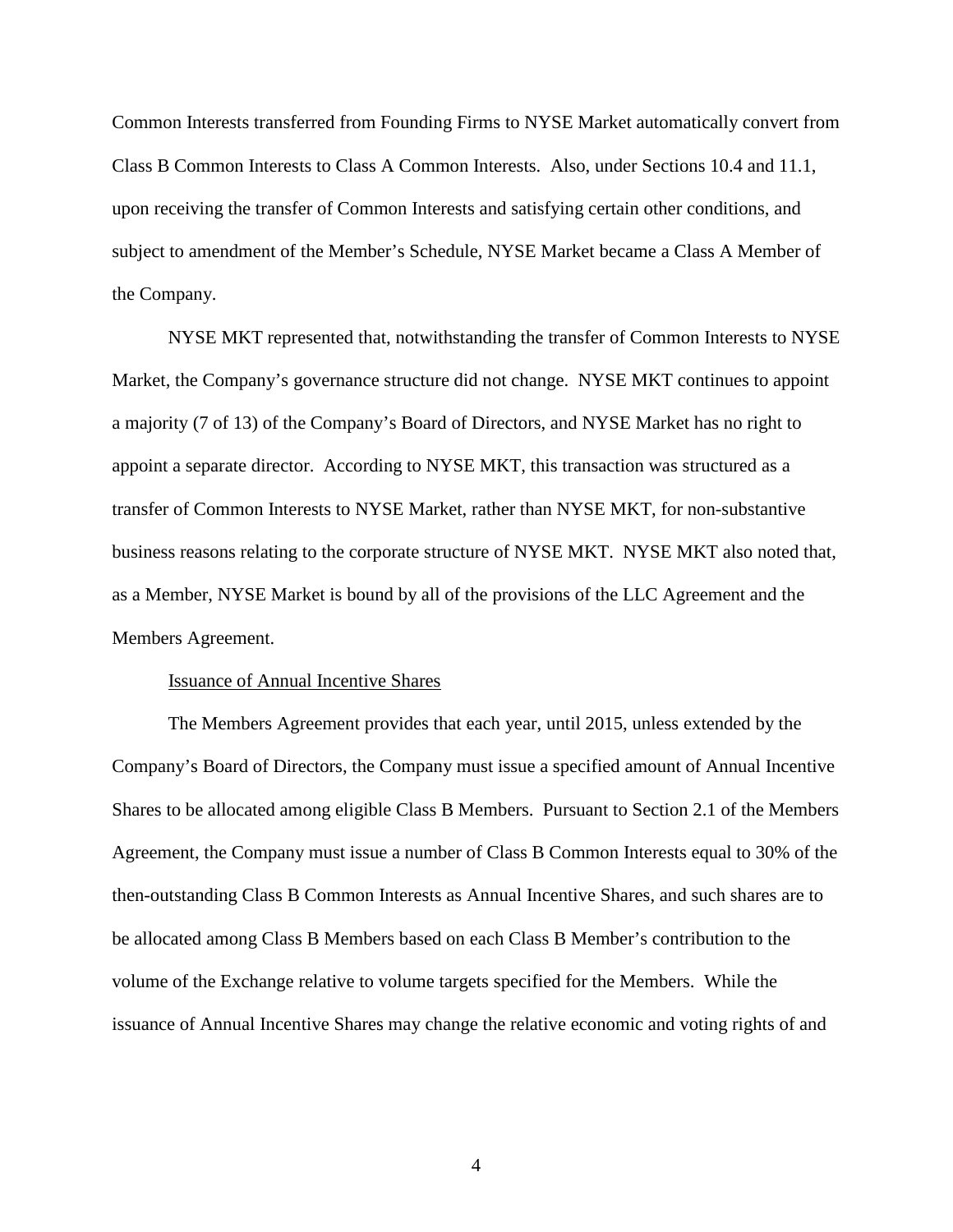Common Interests transferred from Founding Firms to NYSE Market automatically convert from Class B Common Interests to Class A Common Interests. Also, under Sections 10.4 and 11.1, upon receiving the transfer of Common Interests and satisfying certain other conditions, and subject to amendment of the Member's Schedule, NYSE Market became a Class A Member of the Company.

NYSE MKT represented that, notwithstanding the transfer of Common Interests to NYSE Market, the Company's governance structure did not change. NYSE MKT continues to appoint a majority (7 of 13) of the Company's Board of Directors, and NYSE Market has no right to appoint a separate director. According to NYSE MKT, this transaction was structured as a transfer of Common Interests to NYSE Market, rather than NYSE MKT, for non-substantive business reasons relating to the corporate structure of NYSE MKT. NYSE MKT also noted that, as a Member, NYSE Market is bound by all of the provisions of the LLC Agreement and the Members Agreement.

<u>Issuance of Annual Incentive Shares</u>

The Members Agreement provides that each year, until 2015, unless extended by the Company's Board of Directors, the Company must issue a specified amount of Annual Incentive Shares to be allocated among eligible Class B Members. Pursuant to Section 2.1 of the Members Agreement, the Company must issue a number of Class B Common Interests equal to 30% of the then-outstanding Class B Common Interests as Annual Incentive Shares, and such shares are to be allocated among Class B Members based on each Class B Member's contribution to the volume of the Exchange relative to volume targets specified for the Members. While the issuance of Annual Incentive Shares may change the relative economic and voting rights of and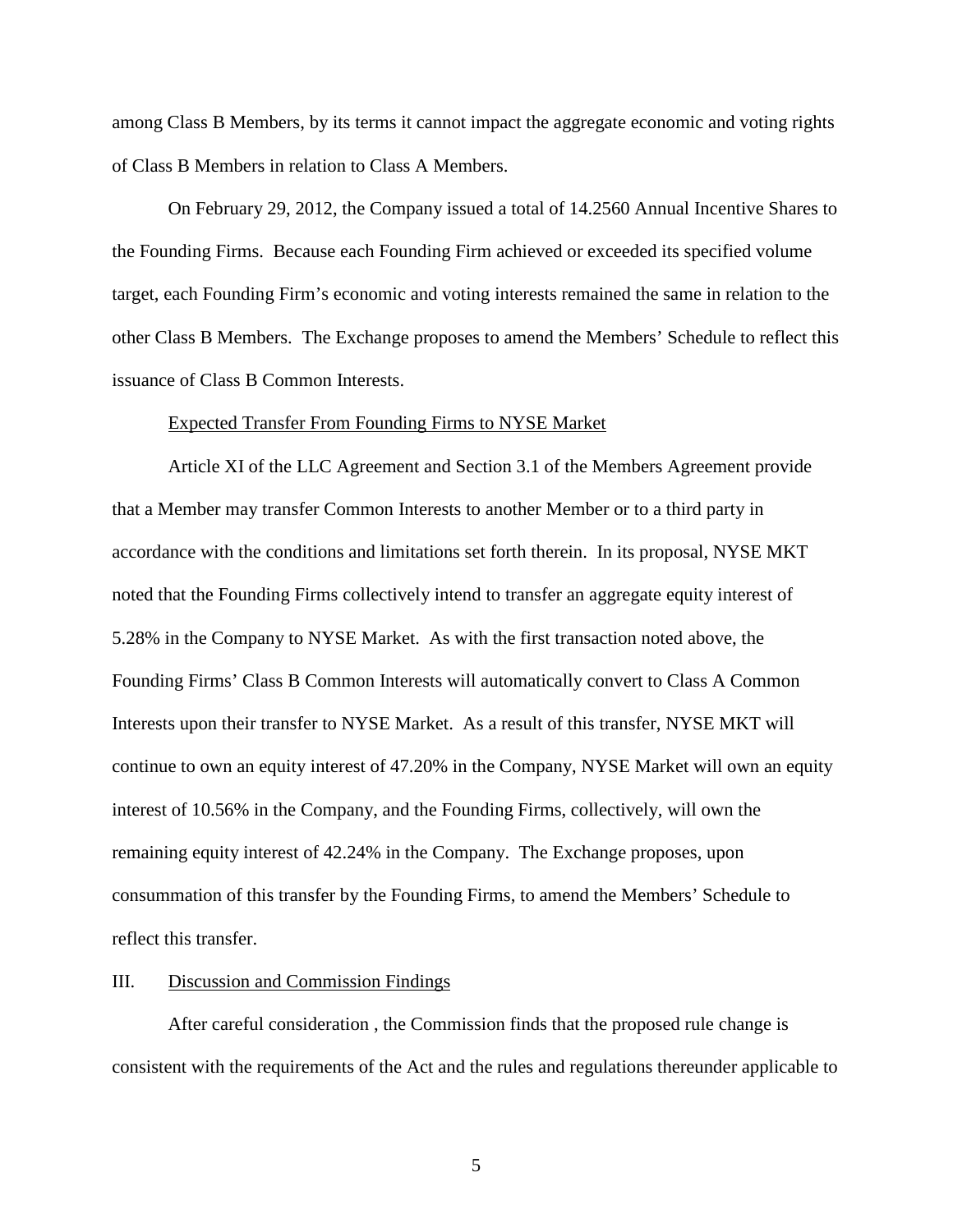among Class B Members, by its terms it cannot impact the aggregate economic and voting rights of Class B Members in relation to Class A Members.

On February 29, 2012, the Company issued a total of 14.2560 Annual Incentive Shares to the Founding Firms. Because each Founding Firm achieved or exceeded its specified volume target, each Founding Firm's economic and voting interests remained the same in relation to the other Class B Members. The Exchange proposes to amend the Members' Schedule to reflect this issuance of Class B Common Interests.

Expected Transfer From Founding Firms to NYSE Market

Article XI of the LLC Agreement and Section 3.1 of the Members Agreement provide that a Member may transfer Common Interests to another Member or to a third party in accordance with the conditions and limitations set forth therein. In its proposal, NYSE MKT noted that the Founding Firms collectively intend to transfer an aggregate equity interest of 5.28% in the Company to NYSE Market. As with the first transaction noted above, the Founding Firms' Class B Common Interests will automatically convert to Class A Common Interests upon their transfer to NYSE Market. As a result of this transfer, NYSE MKT will continue to own an equity interest of 47.20% in the Company, NYSE Market will own an equity interest of 10.56% in the Company, and the Founding Firms, collectively, will own the remaining equity interest of 42.24% in the Company. The Exchange proposes, upon consummation of this transfer by the Founding Firms, to amend the Members' Schedule to reflect this transfer.

## III. Discussion and Commission Findings

After careful consideration , the Commission finds that the proposed rule change is consistent with the requirements of the Act and the rules and regulations thereunder applicable to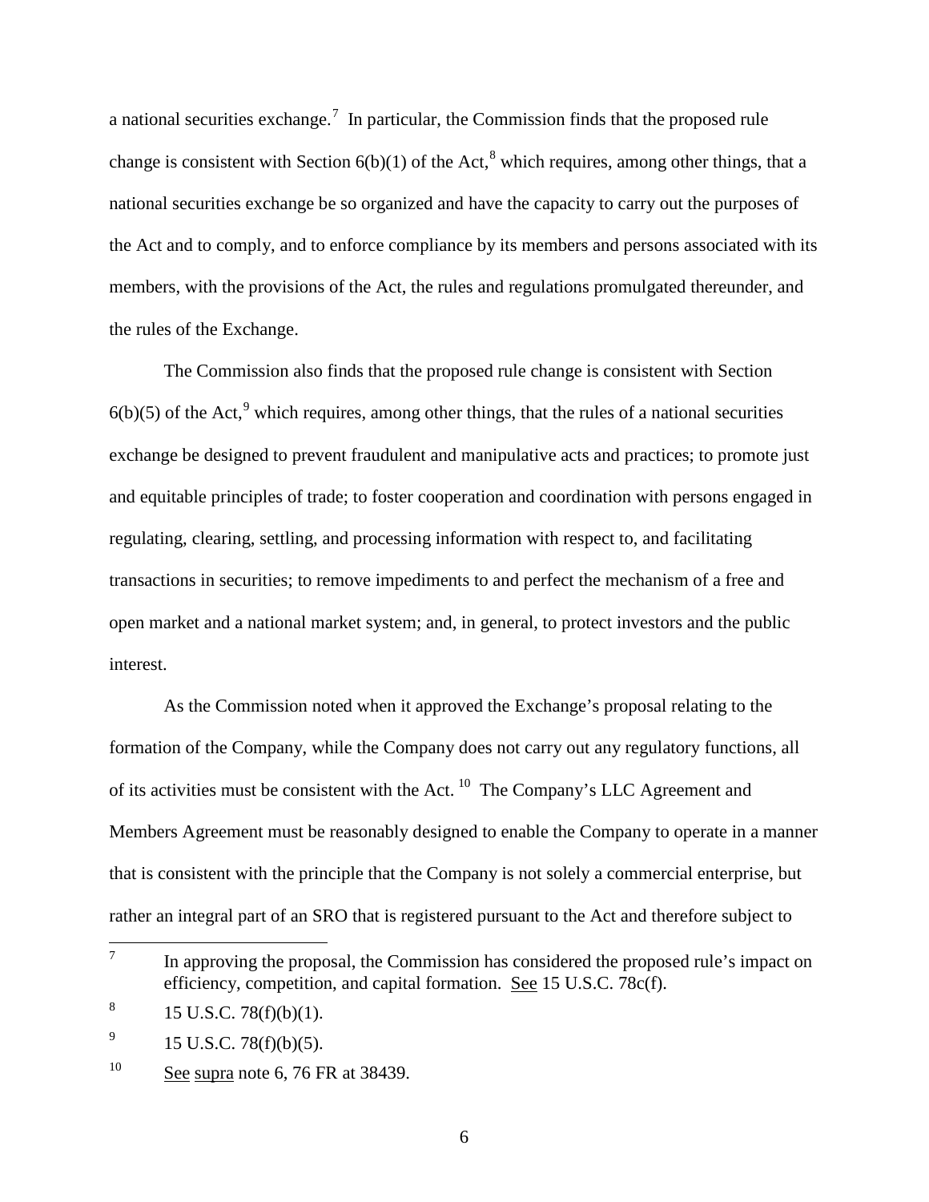a national securities exchange.[7] In particular, the Commission finds that the proposed rule change is consistent with Section 6(b)(1) of the Act,[8] which requires, among other things, that a national securities exchange be so organized and have the capacity to carry out the purposes of the Act and to comply, and to enforce compliance by its members and persons associated with its members, with the provisions of the Act, the rules and regulations promulgated thereunder, and the rules of the Exchange.

The Commission also finds that the proposed rule change is consistent with Section 6(b)(5) of the Act,[9] which requires, among other things, that the rules of a national securities exchange be designed to prevent fraudulent and manipulative acts and practices; to promote just and equitable principles of trade; to foster cooperation and coordination with persons engaged in regulating, clearing, settling, and processing information with respect to, and facilitating transactions in securities; to remove impediments to and perfect the mechanism of a free and open market and a national market system; and, in general, to protect investors and the public interest.

As the Commission noted when it approved the Exchange's proposal relating to the formation of the Company, while the Company does not carry out any regulatory functions, all of its activities must be consistent with the Act.[10] The Company's LLC Agreement and Members Agreement must be reasonably designed to enable the Company to operate in a manner that is consistent with the principle that the Company is not solely a commercial enterprise, but rather an integral part of an SRO that is registered pursuant to the Act and therefore subject to

---

[7] In approving the proposal, the Commission has considered the proposed rule's impact on efficiency, competition, and capital formation. See 15 U.S.C. 78c(f).

[8] 15 U.S.C. 78(f)(b)(1).

[9] 15 U.S.C. 78(f)(b)(5).

[10] See supra note 6, 76 FR at 38439.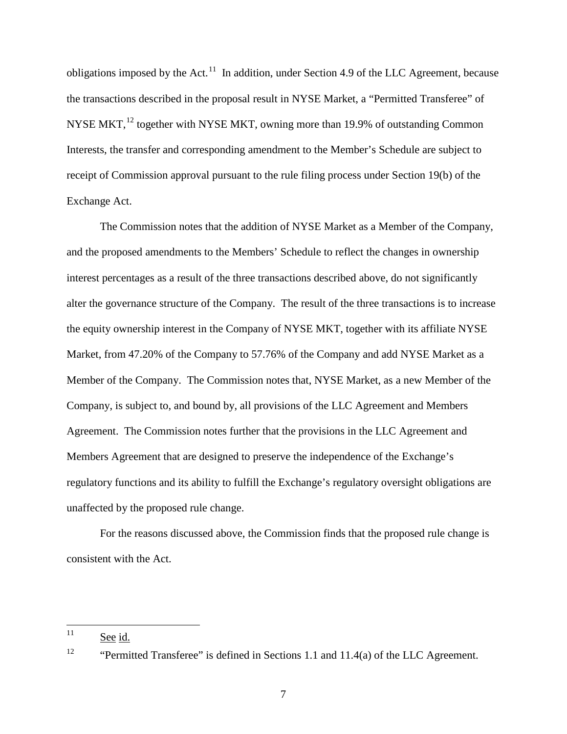obligations imposed by the Act.[11] In addition, under Section 4.9 of the LLC Agreement, because the transactions described in the proposal result in NYSE Market, a "Permitted Transferee" of NYSE MKT,[12] together with NYSE MKT, owning more than 19.9% of outstanding Common Interests, the transfer and corresponding amendment to the Member's Schedule are subject to receipt of Commission approval pursuant to the rule filing process under Section 19(b) of the Exchange Act.

The Commission notes that the addition of NYSE Market as a Member of the Company, and the proposed amendments to the Members' Schedule to reflect the changes in ownership interest percentages as a result of the three transactions described above, do not significantly alter the governance structure of the Company. The result of the three transactions is to increase the equity ownership interest in the Company of NYSE MKT, together with its affiliate NYSE Market, from 47.20% of the Company to 57.76% of the Company and add NYSE Market as a Member of the Company. The Commission notes that, NYSE Market, as a new Member of the Company, is subject to, and bound by, all provisions of the LLC Agreement and Members Agreement. The Commission notes further that the provisions in the LLC Agreement and Members Agreement that are designed to preserve the independence of the Exchange's regulatory functions and its ability to fulfill the Exchange's regulatory oversight obligations are unaffected by the proposed rule change.

For the reasons discussed above, the Commission finds that the proposed rule change is consistent with the Act.

---

[11] See id.

[12] "Permitted Transferee" is defined in Sections 1.1 and 11.4(a) of the LLC Agreement.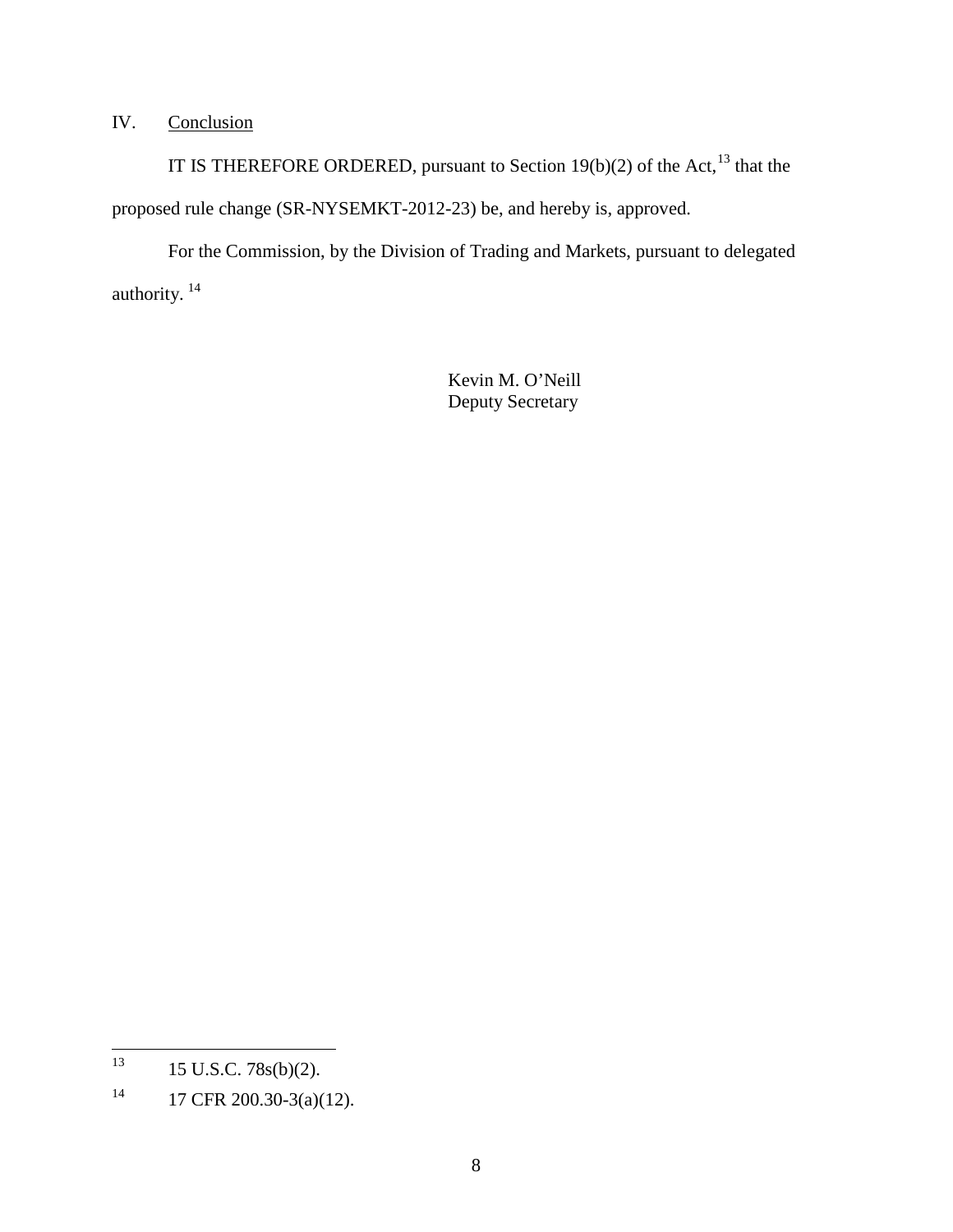IV. Conclusion

IT IS THEREFORE ORDERED, pursuant to Section 19(b)(2) of the Act,[13] that the proposed rule change (SR-NYSEMKT-2012-23) be, and hereby is, approved.

For the Commission, by the Division of Trading and Markets, pursuant to delegated authority.[14]

Kevin M. O'Neill
Deputy Secretary

---

[13] 15 U.S.C. 78s(b)(2).

[14] 17 CFR 200.30-3(a)(12).